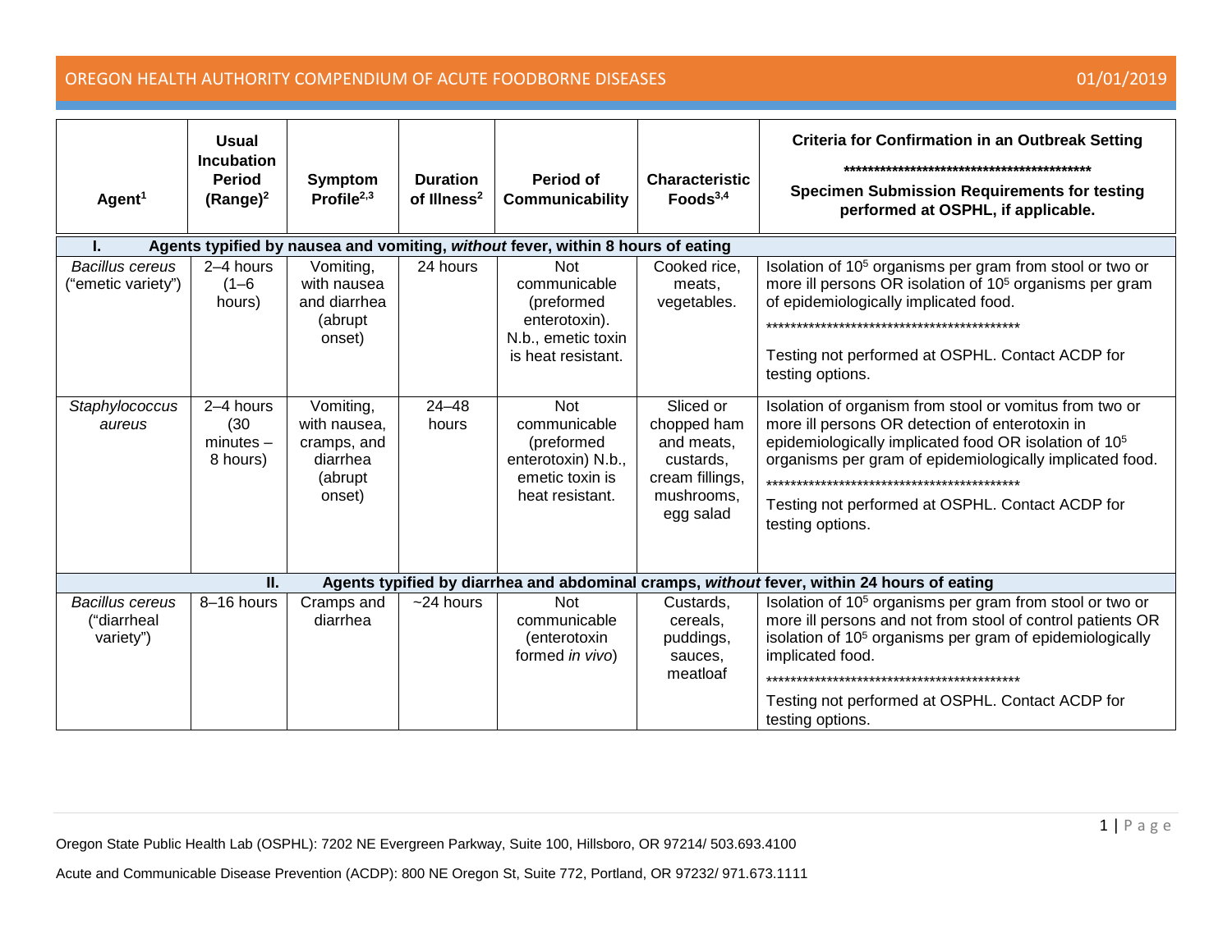# OREGON HEALTH AUTHORITY COMPENDIUM OF ACUTE FOODBORNE DISEASES

01/01/2019

| Agent[1] | Usual Incubation Period (Range)[2] | Symptom Profile[2,3] | Duration of Illness[2] | Period of Communicability | Characteristic Foods[3,4] | Criteria for Confirmation in an Outbreak Setting ******************************************* Specimen Submission Requirements for testing performed at OSPHL, if applicable. |
|---|---|---|---|---|---|---|
| **I. Agents typified by nausea and vomiting, *without* fever, within 8 hours of eating** | | | | | | |
| *Bacillus cereus* ("emetic variety") | 2–4 hours (1–6 hours) | Vomiting, with nausea and diarrhea (abrupt onset) | 24 hours | Not communicable (preformed enterotoxin). N.b., emetic toxin is heat resistant. | Cooked rice, meats, vegetables. | Isolation of $10^5$ organisms per gram from stool or two or more ill persons OR isolation of $10^5$ organisms per gram of epidemiologically implicated food. ******************************************* Testing not performed at OSPHL. Contact ACDP for testing options. |
| *Staphylococcus aureus* | 2–4 hours (30 minutes – 8 hours) | Vomiting, with nausea, cramps, and diarrhea (abrupt onset) | 24–48 hours | Not communicable (preformed enterotoxin) N.b., emetic toxin is heat resistant. | Sliced or chopped ham and meats, custards, cream fillings, mushrooms, egg salad | Isolation of organism from stool or vomitus from two or more ill persons OR detection of enterotoxin in epidemiologically implicated food OR isolation of $10^5$ organisms per gram of epidemiologically implicated food. ******************************************* Testing not performed at OSPHL. Contact ACDP for testing options. |
| **II. Agents typified by diarrhea and abdominal cramps, *without* fever, within 24 hours of eating** | | | | | | |
| *Bacillus cereus* ("diarrheal variety") | 8–16 hours | Cramps and diarrhea | ~24 hours | Not communicable (enterotoxin formed *in vivo*) | Custards, cereals, puddings, sauces, meatloaf | Isolation of $10^5$ organisms per gram from stool or two or more ill persons and not from stool of control patients OR isolation of $10^5$ organisms per gram of epidemiologically implicated food. ******************************************* Testing not performed at OSPHL. Contact ACDP for testing options. |

Oregon State Public Health Lab (OSPHL): 7202 NE Evergreen Parkway, Suite 100, Hillsboro, OR 97214/ 503.693.4100

Acute and Communicable Disease Prevention (ACDP): 800 NE Oregon St, Suite 772, Portland, OR 97232/ 971.673.1111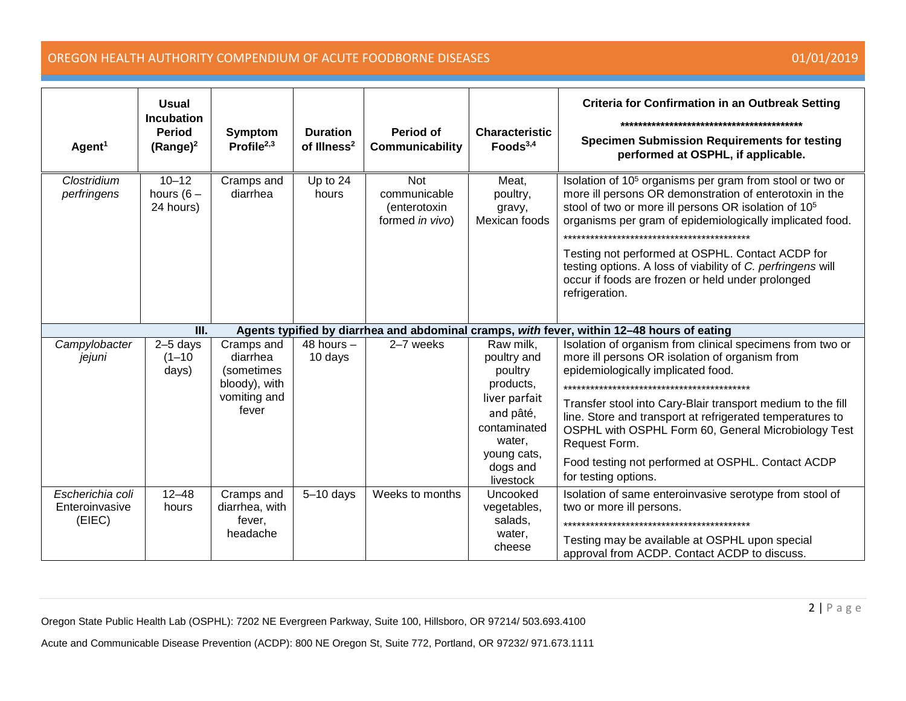| Agent[1] | Usual Incubation Period (Range)[2] | Symptom Profile[2,3] | Duration of Illness[2] | Period of Communicability | Characteristic Foods[3,4] | Criteria for Confirmation in an Outbreak Setting ******************************************** Specimen Submission Requirements for testing performed at OSPHL, if applicable. |
|---|---|---|---|---|---|---|
| *Clostridium perfringens* | 10–12 hours (6 – 24 hours) | Cramps and diarrhea | Up to 24 hours | Not communicable (enterotoxin formed *in vivo*) | Meat, poultry, gravy, Mexican foods | Isolation of $10^5$ organisms per gram from stool or two or more ill persons OR demonstration of enterotoxin in the stool of two or more ill persons OR isolation of $10^5$ organisms per gram of epidemiologically implicated food. ******************************************** Testing not performed at OSPHL. Contact ACDP for testing options. A loss of viability of *C. perfringens* will occur if foods are frozen or held under prolonged refrigeration. |
| **III. Agents typified by diarrhea and abdominal cramps, *with* fever, within 12–48 hours of eating** | | | | | | |
| *Campylobacter jejuni* | 2–5 days (1–10 days) | Cramps and diarrhea (sometimes bloody), with vomiting and fever | 48 hours – 10 days | 2–7 weeks | Raw milk, poultry and poultry products, liver parfait and pâté, contaminated water, young cats, dogs and livestock | Isolation of organism from clinical specimens from two or more ill persons OR isolation of organism from epidemiologically implicated food. ******************************************** Transfer stool into Cary-Blair transport medium to the fill line. Store and transport at refrigerated temperatures to OSPHL with OSPHL Form 60, General Microbiology Test Request Form. Food testing not performed at OSPHL. Contact ACDP for testing options. |
| *Escherichia coli* Enteroinvasive (EIEC) | 12–48 hours | Cramps and diarrhea, with fever, headache | 5–10 days | Weeks to months | Uncooked vegetables, salads, water, cheese | Isolation of same enteroinvasive serotype from stool of two or more ill persons. ******************************************** Testing may be available at OSPHL upon special approval from ACDP. Contact ACDP to discuss. |

Oregon State Public Health Lab (OSPHL): 7202 NE Evergreen Parkway, Suite 100, Hillsboro, OR 97214/ 503.693.4100

Acute and Communicable Disease Prevention (ACDP): 800 NE Oregon St, Suite 772, Portland, OR 97232/ 971.673.1111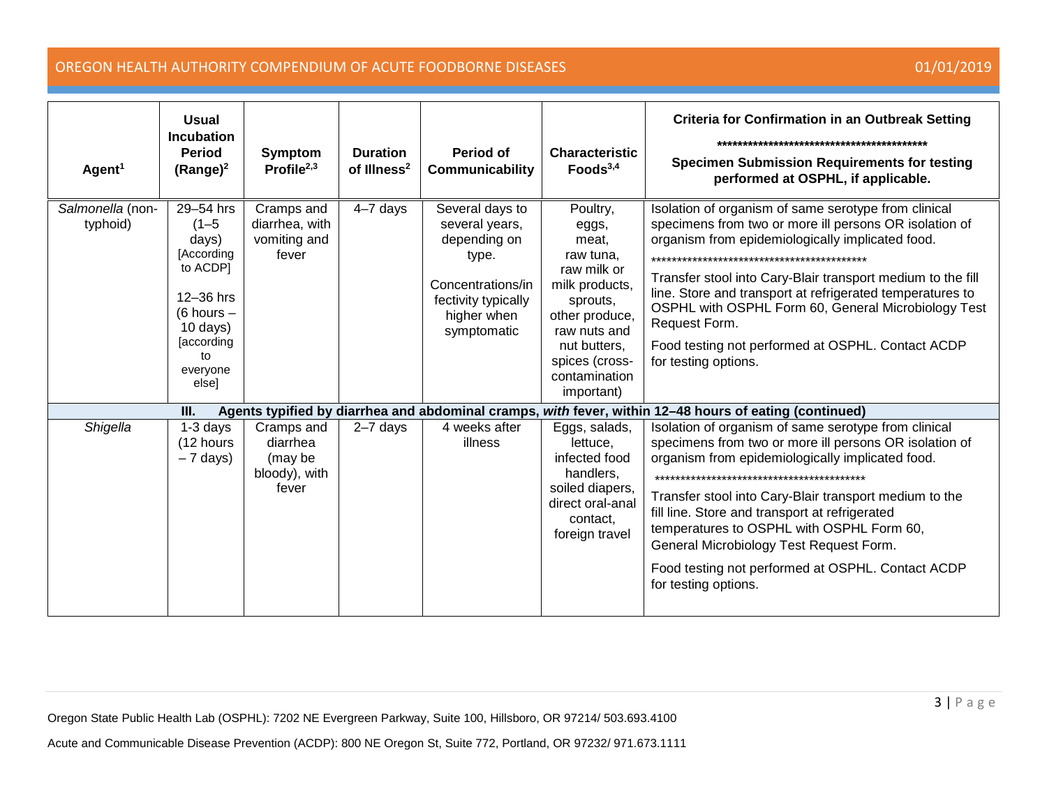| Agent[1] | Usual Incubation Period (Range)[2] | Symptom Profile[2,3] | Duration of Illness[2] | Period of Communicability | Characteristic Foods[3,4] | Criteria for Confirmation in an Outbreak Setting ****************************************** Specimen Submission Requirements for testing performed at OSPHL, if applicable. |
|---|---|---|---|---|---|---|
| *Salmonella* (non-typhoid) | 29–54 hrs (1–5 days) [According to ACDP] 12–36 hrs (6 hours – 10 days) [according to everyone else] | Cramps and diarrhea, with vomiting and fever | 4–7 days | Several days to several years, depending on type. Concentrations/infectivity typically higher when symptomatic | Poultry, eggs, meat, raw tuna, raw milk or milk products, sprouts, other produce, raw nuts and nut butters, spices (cross-contamination important) | Isolation of organism of same serotype from clinical specimens from two or more ill persons OR isolation of organism from epidemiologically implicated food. ****************************************** Transfer stool into Cary-Blair transport medium to the fill line. Store and transport at refrigerated temperatures to OSPHL with OSPHL Form 60, General Microbiology Test Request Form. Food testing not performed at OSPHL. Contact ACDP for testing options. |
| **III. Agents typified by diarrhea and abdominal cramps, *with* fever, within 12–48 hours of eating (continued)** | | | | | | |
| *Shigella* | 1-3 days (12 hours – 7 days) | Cramps and diarrhea (may be bloody), with fever | 2–7 days | 4 weeks after illness | Eggs, salads, lettuce, infected food handlers, soiled diapers, direct oral-anal contact, foreign travel | Isolation of organism of same serotype from clinical specimens from two or more ill persons OR isolation of organism from epidemiologically implicated food. ****************************************** Transfer stool into Cary-Blair transport medium to the fill line. Store and transport at refrigerated temperatures to OSPHL with OSPHL Form 60, General Microbiology Test Request Form. Food testing not performed at OSPHL. Contact ACDP for testing options. |

Oregon State Public Health Lab (OSPHL): 7202 NE Evergreen Parkway, Suite 100, Hillsboro, OR 97214/ 503.693.4100

Acute and Communicable Disease Prevention (ACDP): 800 NE Oregon St, Suite 772, Portland, OR 97232/ 971.673.1111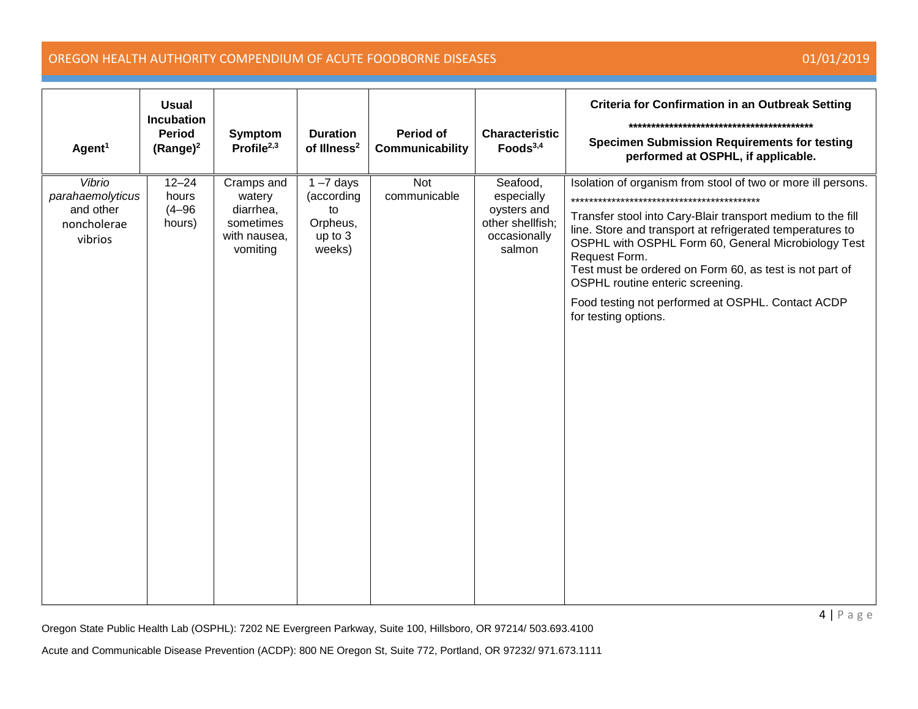| Agent[1] | Usual Incubation Period (Range)[2] | Symptom Profile[2,3] | Duration of Illness[2] | Period of Communicability | Characteristic Foods[3,4] | Criteria for Confirmation in an Outbreak Setting ****************************************** Specimen Submission Requirements for testing performed at OSPHL, if applicable. |
|---|---|---|---|---|---|---|
| *Vibrio parahaemolyticus* and other noncholerae vibrios | 12–24 hours (4–96 hours) | Cramps and watery diarrhea, sometimes with nausea, vomiting | 1 –7 days (according to Orpheus, up to 3 weeks) | Not communicable | Seafood, especially oysters and other shellfish; occasionally salmon | Isolation of organism from stool of two or more ill persons. ****************************************** Transfer stool into Cary-Blair transport medium to the fill line. Store and transport at refrigerated temperatures to OSPHL with OSPHL Form 60, General Microbiology Test Request Form. Test must be ordered on Form 60, as test is not part of OSPHL routine enteric screening. Food testing not performed at OSPHL. Contact ACDP for testing options. |

Oregon State Public Health Lab (OSPHL): 7202 NE Evergreen Parkway, Suite 100, Hillsboro, OR 97214/ 503.693.4100

Acute and Communicable Disease Prevention (ACDP): 800 NE Oregon St, Suite 772, Portland, OR 97232/ 971.673.1111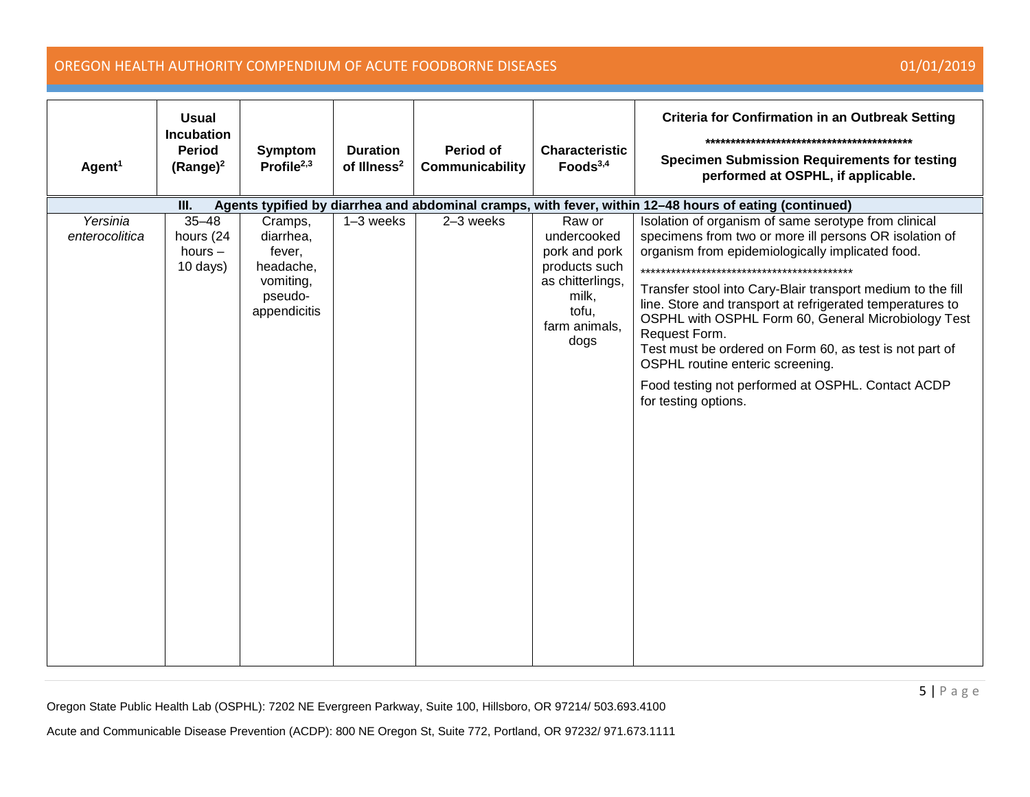| Agent[1] | Usual Incubation Period (Range)[2] | Symptom Profile[2,3] | Duration of Illness[2] | Period of Communicability | Characteristic Foods[3,4] | Criteria for Confirmation in an Outbreak Setting ****************************************** Specimen Submission Requirements for testing performed at OSPHL, if applicable. |
|---|---|---|---|---|---|---|
| **III. Agents typified by diarrhea and abdominal cramps, with fever, within 12–48 hours of eating (continued)** | | | | | | |
| *Yersinia enterocolitica* | 35–48 hours (24 hours – 10 days) | Cramps, diarrhea, fever, headache, vomiting, pseudo-appendicitis | 1–3 weeks | 2–3 weeks | Raw or undercooked pork and pork products such as chitterlings, milk, tofu, farm animals, dogs | Isolation of organism of same serotype from clinical specimens from two or more ill persons OR isolation of organism from epidemiologically implicated food. ****************************************** Transfer stool into Cary-Blair transport medium to the fill line. Store and transport at refrigerated temperatures to OSPHL with OSPHL Form 60, General Microbiology Test Request Form. Test must be ordered on Form 60, as test is not part of OSPHL routine enteric screening. Food testing not performed at OSPHL. Contact ACDP for testing options. |

Oregon State Public Health Lab (OSPHL): 7202 NE Evergreen Parkway, Suite 100, Hillsboro, OR 97214/ 503.693.4100

Acute and Communicable Disease Prevention (ACDP): 800 NE Oregon St, Suite 772, Portland, OR 97232/ 971.673.1111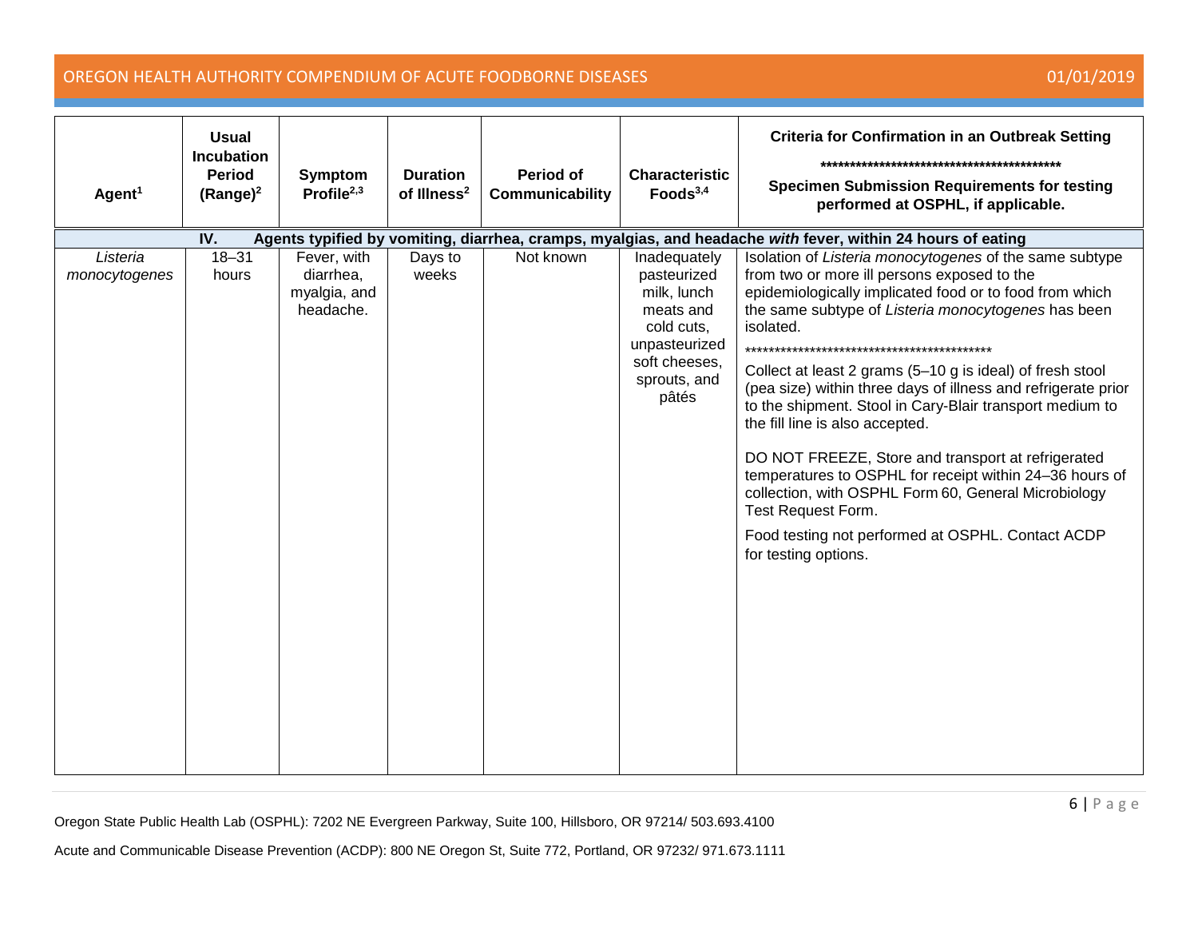| Agent[1] | Usual Incubation Period (Range)[2] | Symptom Profile[2,3] | Duration of Illness[2] | Period of Communicability | Characteristic Foods[3,4] | Criteria for Confirmation in an Outbreak Setting ****************************************** Specimen Submission Requirements for testing performed at OSPHL, if applicable. |
|---|---|---|---|---|---|---|
| **IV. Agents typified by vomiting, diarrhea, cramps, myalgias, and headache *with* fever, within 24 hours of eating** | | | | | | |
| *Listeria monocytogenes* | 18–31 hours | Fever, with diarrhea, myalgia, and headache. | Days to weeks | Not known | Inadequately pasteurized milk, lunch meats and cold cuts, unpasteurized soft cheeses, sprouts, and pâtés | Isolation of *Listeria monocytogenes* of the same subtype from two or more ill persons exposed to the epidemiologically implicated food or to food from which the same subtype of *Listeria monocytogenes* has been isolated. ****************************************** Collect at least 2 grams (5–10 g is ideal) of fresh stool (pea size) within three days of illness and refrigerate prior to the shipment. Stool in Cary-Blair transport medium to the fill line is also accepted. DO NOT FREEZE, Store and transport at refrigerated temperatures to OSPHL for receipt within 24–36 hours of collection, with OSPHL Form 60, General Microbiology Test Request Form. Food testing not performed at OSPHL. Contact ACDP for testing options. |

Oregon State Public Health Lab (OSPHL): 7202 NE Evergreen Parkway, Suite 100, Hillsboro, OR 97214/ 503.693.4100

Acute and Communicable Disease Prevention (ACDP): 800 NE Oregon St, Suite 772, Portland, OR 97232/ 971.673.1111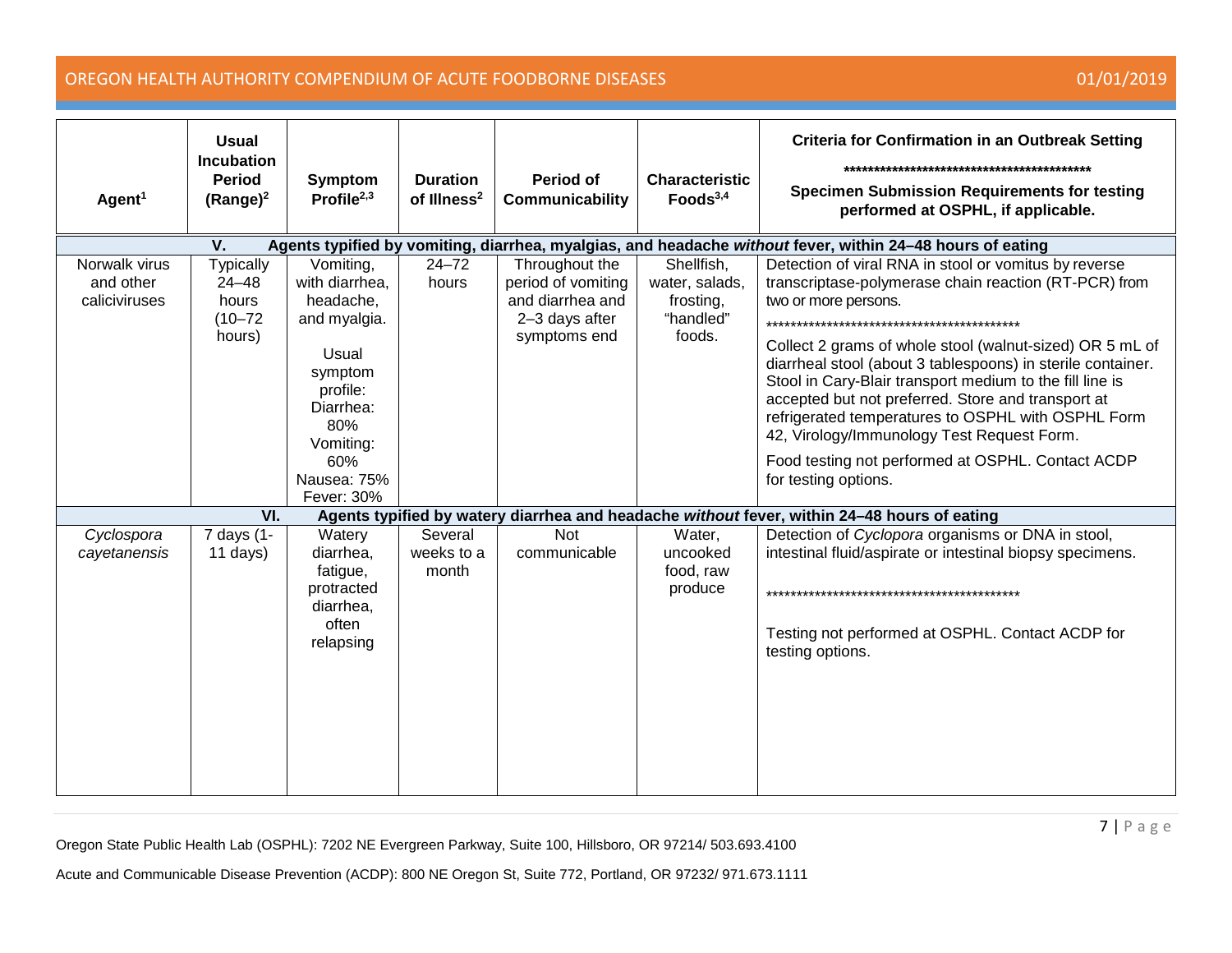| Agent[1] | Usual Incubation Period (Range)[2] | Symptom Profile[2,3] | Duration of Illness[2] | Period of Communicability | Characteristic Foods[3,4] | Criteria for Confirmation in an Outbreak Setting ****************************************** Specimen Submission Requirements for testing performed at OSPHL, if applicable. |
|---|---|---|---|---|---|---|
| **V. Agents typified by vomiting, diarrhea, myalgias, and headache *without* fever, within 24–48 hours of eating** | | | | | | |
| Norwalk virus and other caliciviruses | Typically 24–48 hours (10–72 hours) | Vomiting, with diarrhea, headache, and myalgia. Usual symptom profile: Diarrhea: 80% Vomiting: 60% Nausea: 75% Fever: 30% | 24–72 hours | Throughout the period of vomiting and diarrhea and 2–3 days after symptoms end | Shellfish, water, salads, frosting, "handled" foods. | Detection of viral RNA in stool or vomitus by reverse transcriptase-polymerase chain reaction (RT-PCR) from two or more persons. ****************************************** Collect 2 grams of whole stool (walnut-sized) OR 5 mL of diarrheal stool (about 3 tablespoons) in sterile container. Stool in Cary-Blair transport medium to the fill line is accepted but not preferred. Store and transport at refrigerated temperatures to OSPHL with OSPHL Form 42, Virology/Immunology Test Request Form. Food testing not performed at OSPHL. Contact ACDP for testing options. |
| **VI. Agents typified by watery diarrhea and headache *without* fever, within 24–48 hours of eating** | | | | | | |
| *Cyclospora cayetanensis* | 7 days (1-11 days) | Watery diarrhea, fatigue, protracted diarrhea, often relapsing | Several weeks to a month | Not communicable | Water, uncooked food, raw produce | Detection of *Cyclopora* organisms or DNA in stool, intestinal fluid/aspirate or intestinal biopsy specimens. ****************************************** Testing not performed at OSPHL. Contact ACDP for testing options. |

Oregon State Public Health Lab (OSPHL): 7202 NE Evergreen Parkway, Suite 100, Hillsboro, OR 97214/ 503.693.4100

Acute and Communicable Disease Prevention (ACDP): 800 NE Oregon St, Suite 772, Portland, OR 97232/ 971.673.1111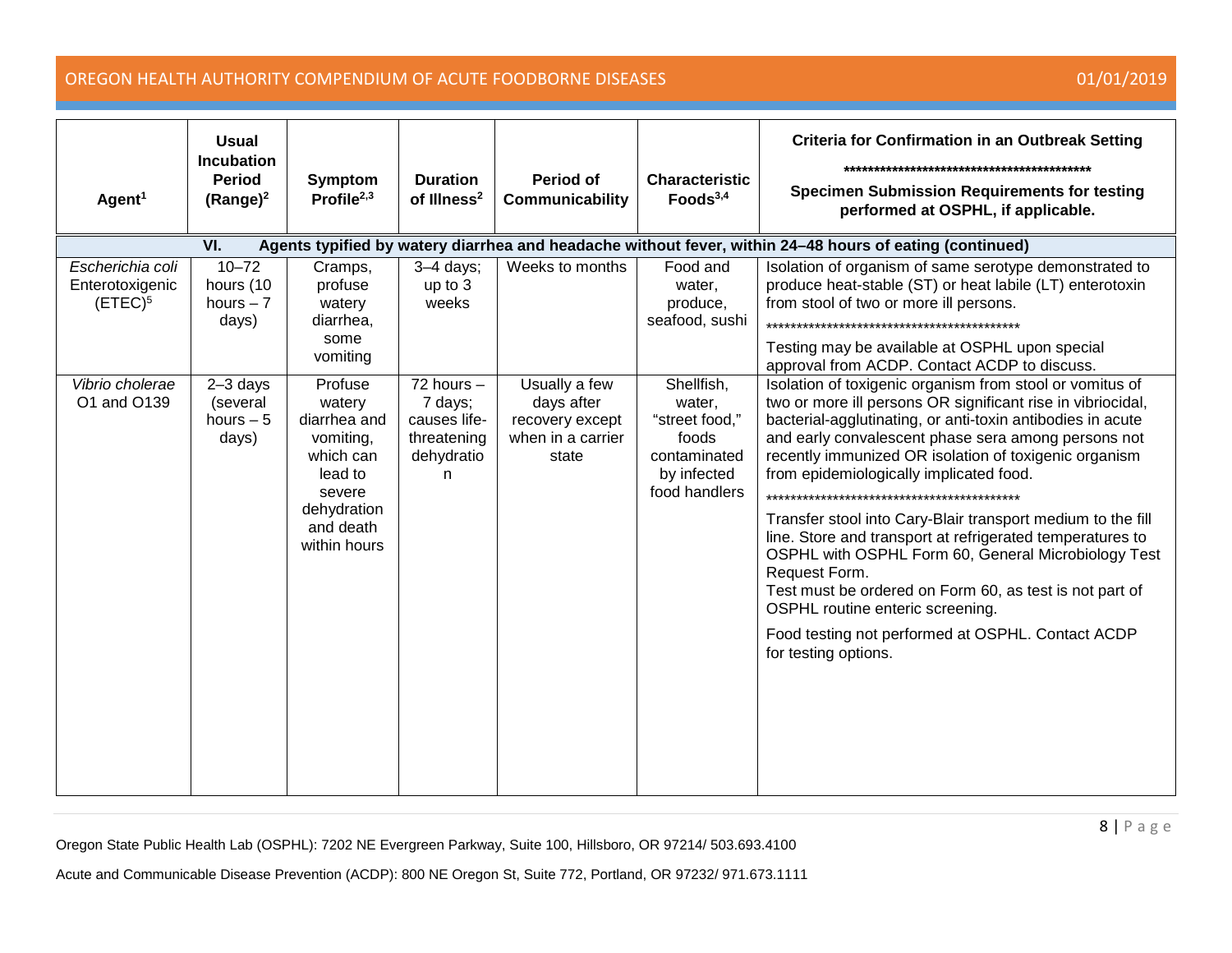| Agent[1] | Usual Incubation Period (Range)[2] | Symptom Profile[2,3] | Duration of Illness[2] | Period of Communicability | Characteristic Foods[3,4] | Criteria for Confirmation in an Outbreak Setting<br>******************************************<br>Specimen Submission Requirements for testing performed at OSPHL, if applicable. |
|---|---|---|---|---|---|---|
| **VI. Agents typified by watery diarrhea and headache without fever, within 24–48 hours of eating (continued)** | | | | | | |
| *Escherichia coli* Enterotoxigenic (ETEC)[5] | 10–72 hours (10 hours – 7 days) | Cramps, profuse watery diarrhea, some vomiting | 3–4 days; up to 3 weeks | Weeks to months | Food and water, produce, seafood, sushi | Isolation of organism of same serotype demonstrated to produce heat-stable (ST) or heat labile (LT) enterotoxin from stool of two or more ill persons.<br>******************************************<br>Testing may be available at OSPHL upon special approval from ACDP. Contact ACDP to discuss. |
| *Vibrio cholerae* O1 and O139 | 2–3 days (several hours – 5 days) | Profuse watery diarrhea and vomiting, which can lead to severe dehydration and death within hours | 72 hours – 7 days; causes life-threatening dehydration | Usually a few days after recovery except when in a carrier state | Shellfish, water, "street food," foods contaminated by infected food handlers | Isolation of toxigenic organism from stool or vomitus of two or more ill persons OR significant rise in vibriocidal, bacterial-agglutinating, or anti-toxin antibodies in acute and early convalescent phase sera among persons not recently immunized OR isolation of toxigenic organism from epidemiologically implicated food.<br>******************************************<br>Transfer stool into Cary-Blair transport medium to the fill line. Store and transport at refrigerated temperatures to OSPHL with OSPHL Form 60, General Microbiology Test Request Form.<br>Test must be ordered on Form 60, as test is not part of OSPHL routine enteric screening.<br>Food testing not performed at OSPHL. Contact ACDP for testing options. |

Oregon State Public Health Lab (OSPHL): 7202 NE Evergreen Parkway, Suite 100, Hillsboro, OR 97214/ 503.693.4100

Acute and Communicable Disease Prevention (ACDP): 800 NE Oregon St, Suite 772, Portland, OR 97232/ 971.673.1111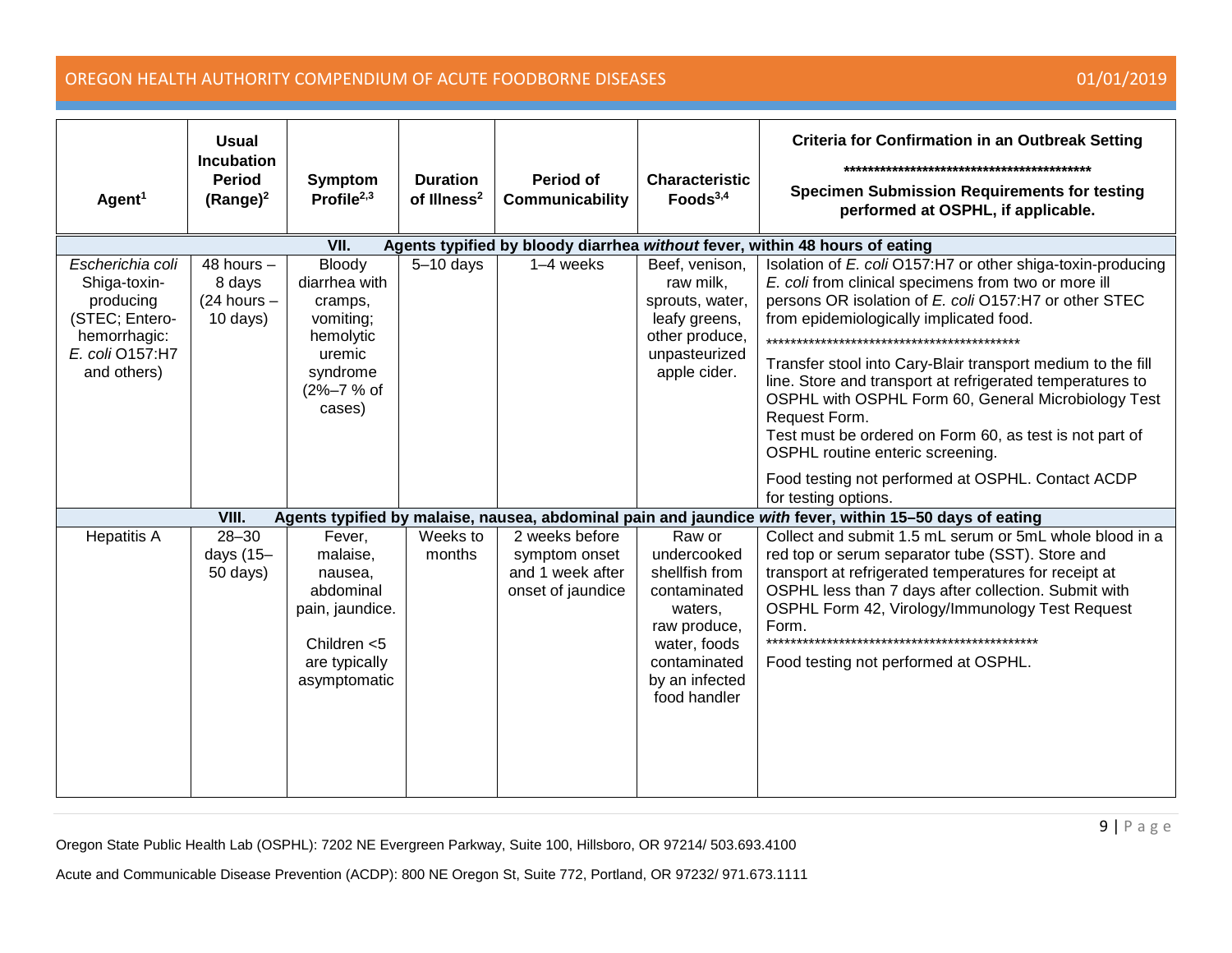| Agent[1] | Usual Incubation Period (Range)[2] | Symptom Profile[2,3] | Duration of Illness[2] | Period of Communicability | Characteristic Foods[3,4] | Criteria for Confirmation in an Outbreak Setting<br>******************************************<br>Specimen Submission Requirements for testing performed at OSPHL, if applicable. |
|---|---|---|---|---|---|---|
| **VII. Agents typified by bloody diarrhea *without* fever, within 48 hours of eating** | | | | | | |
| *Escherichia coli* Shiga-toxin-producing (STEC; Entero-hemorrhagic: *E. coli* O157:H7 and others) | 48 hours – 8 days (24 hours – 10 days) | Bloody diarrhea with cramps, vomiting; hemolytic uremic syndrome (2%–7 % of cases) | 5–10 days | 1–4 weeks | Beef, venison, raw milk, sprouts, water, leafy greens, other produce, unpasteurized apple cider. | Isolation of *E. coli* O157:H7 or other shiga-toxin-producing *E. coli* from clinical specimens from two or more ill persons OR isolation of *E. coli* O157:H7 or other STEC from epidemiologically implicated food.<br>******************************************<br>Transfer stool into Cary-Blair transport medium to the fill line. Store and transport at refrigerated temperatures to OSPHL with OSPHL Form 60, General Microbiology Test Request Form.<br>Test must be ordered on Form 60, as test is not part of OSPHL routine enteric screening.<br>Food testing not performed at OSPHL. Contact ACDP for testing options. |
| **VIII. Agents typified by malaise, nausea, abdominal pain and jaundice *with* fever, within 15–50 days of eating** | | | | | | |
| Hepatitis A | 28–30 days (15–50 days) | Fever, malaise, nausea, abdominal pain, jaundice.<br>Children <5 are typically asymptomatic | Weeks to months | 2 weeks before symptom onset and 1 week after onset of jaundice | Raw or undercooked shellfish from contaminated waters, raw produce, water, foods contaminated by an infected food handler | Collect and submit 1.5 mL serum or 5mL whole blood in a red top or serum separator tube (SST). Store and transport at refrigerated temperatures for receipt at OSPHL less than 7 days after collection. Submit with OSPHL Form 42, Virology/Immunology Test Request Form.<br>**********************************************<br>Food testing not performed at OSPHL. |

Oregon State Public Health Lab (OSPHL): 7202 NE Evergreen Parkway, Suite 100, Hillsboro, OR 97214/ 503.693.4100

Acute and Communicable Disease Prevention (ACDP): 800 NE Oregon St, Suite 772, Portland, OR 97232/ 971.673.1111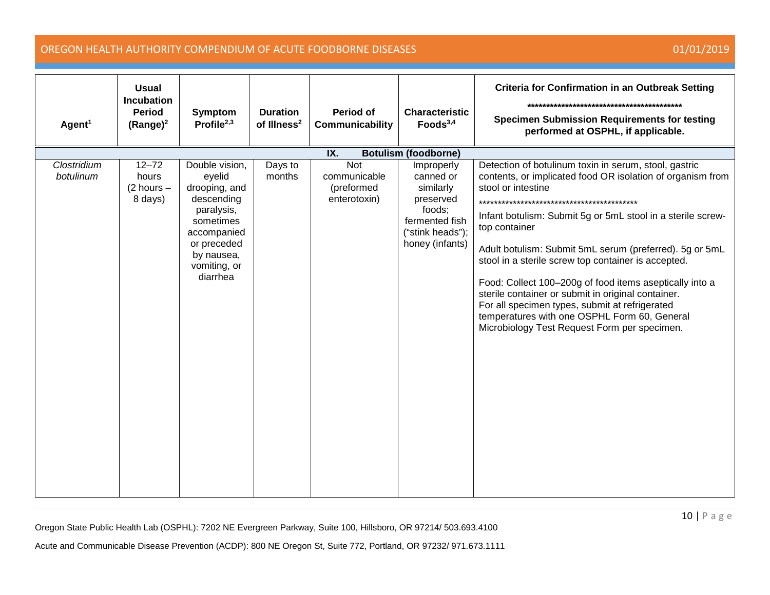| Agent[1] | Usual Incubation Period (Range)[2] | Symptom Profile[2,3] | Duration of Illness[2] | Period of Communicability | Characteristic Foods[3,4] | Criteria for Confirmation in an Outbreak Setting<br>******************************************<br>Specimen Submission Requirements for testing performed at OSPHL, if applicable. |
|---|---|---|---|---|---|---|
| **IX. Botulism (foodborne)** | | | | | | |
| *Clostridium botulinum* | 12–72 hours (2 hours – 8 days) | Double vision, eyelid drooping, and descending paralysis, sometimes accompanied or preceded by nausea, vomiting, or diarrhea | Days to months | Not communicable (preformed enterotoxin) | Improperly canned or similarly preserved foods; fermented fish ("stink heads"); honey (infants) | Detection of botulinum toxin in serum, stool, gastric contents, or implicated food OR isolation of organism from stool or intestine<br>******************************************<br>Infant botulism: Submit 5g or 5mL stool in a sterile screw-top container<br><br>Adult botulism: Submit 5mL serum (preferred). 5g or 5mL stool in a sterile screw top container is accepted.<br><br>Food: Collect 100–200g of food items aseptically into a sterile container or submit in original container.<br>For all specimen types, submit at refrigerated temperatures with one OSPHL Form 60, General Microbiology Test Request Form per specimen. |

Oregon State Public Health Lab (OSPHL): 7202 NE Evergreen Parkway, Suite 100, Hillsboro, OR 97214/ 503.693.4100

Acute and Communicable Disease Prevention (ACDP): 800 NE Oregon St, Suite 772, Portland, OR 97232/ 971.673.1111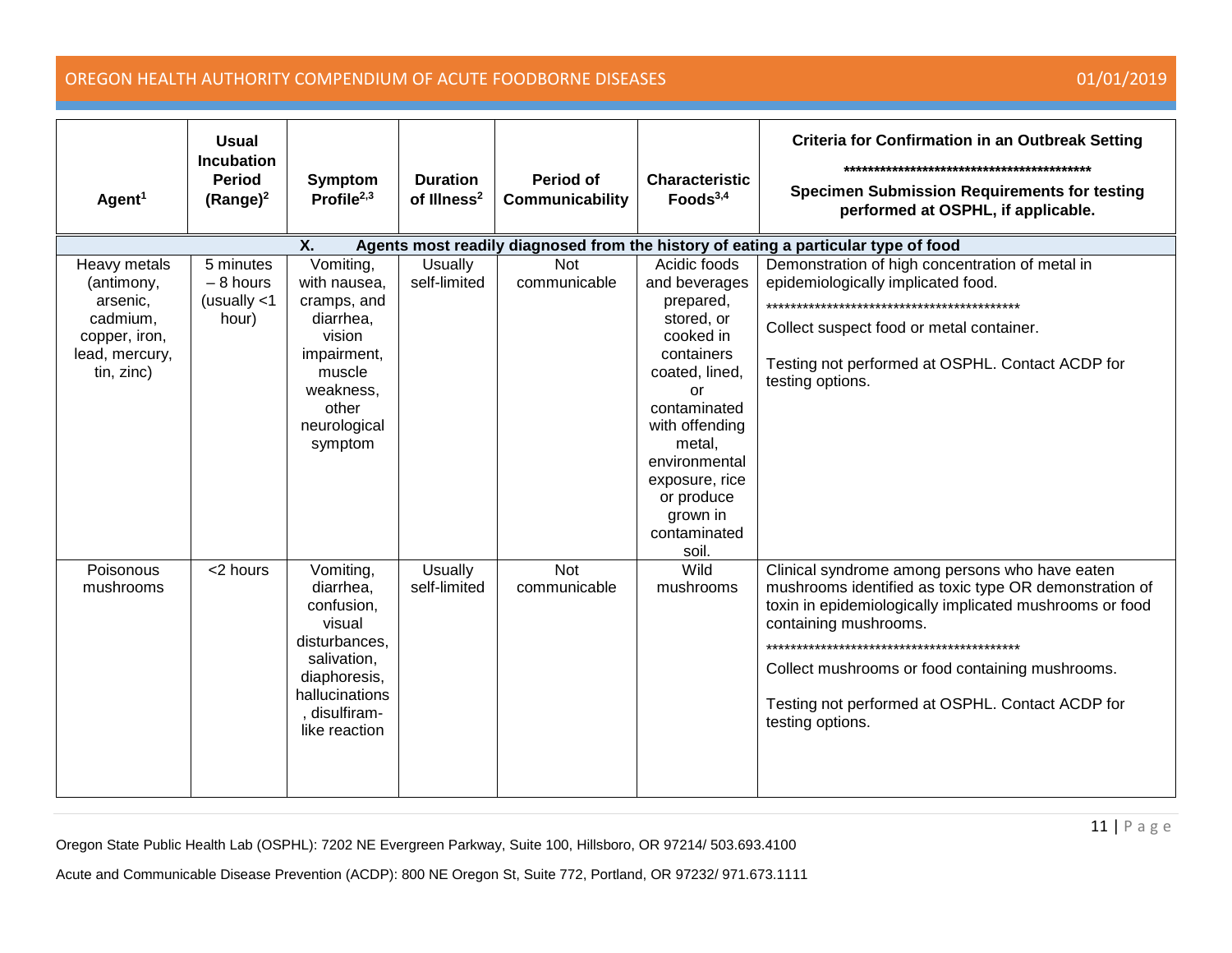| Agent[1] | Usual Incubation Period (Range)[2] | Symptom Profile[2,3] | Duration of Illness[2] | Period of Communicability | Characteristic Foods[3,4] | Criteria for Confirmation in an Outbreak Setting ****************************************** Specimen Submission Requirements for testing performed at OSPHL, if applicable. |
|---|---|---|---|---|---|---|
| **X. Agents most readily diagnosed from the history of eating a particular type of food** | | | | | | |
| Heavy metals (antimony, arsenic, cadmium, copper, iron, lead, mercury, tin, zinc) | 5 minutes – 8 hours (usually <1 hour) | Vomiting, with nausea, cramps, and diarrhea, vision impairment, muscle weakness, other neurological symptom | Usually self-limited | Not communicable | Acidic foods and beverages prepared, stored, or cooked in containers coated, lined, or contaminated with offending metal, environmental exposure, rice or produce grown in contaminated soil. | Demonstration of high concentration of metal in epidemiologically implicated food. ****************************************** Collect suspect food or metal container. Testing not performed at OSPHL. Contact ACDP for testing options. |
| Poisonous mushrooms | <2 hours | Vomiting, diarrhea, confusion, visual disturbances, salivation, diaphoresis, hallucinations, disulfiram-like reaction | Usually self-limited | Not communicable | Wild mushrooms | Clinical syndrome among persons who have eaten mushrooms identified as toxic type OR demonstration of toxin in epidemiologically implicated mushrooms or food containing mushrooms. ****************************************** Collect mushrooms or food containing mushrooms. Testing not performed at OSPHL. Contact ACDP for testing options. |

Oregon State Public Health Lab (OSPHL): 7202 NE Evergreen Parkway, Suite 100, Hillsboro, OR 97214/ 503.693.4100

Acute and Communicable Disease Prevention (ACDP): 800 NE Oregon St, Suite 772, Portland, OR 97232/ 971.673.1111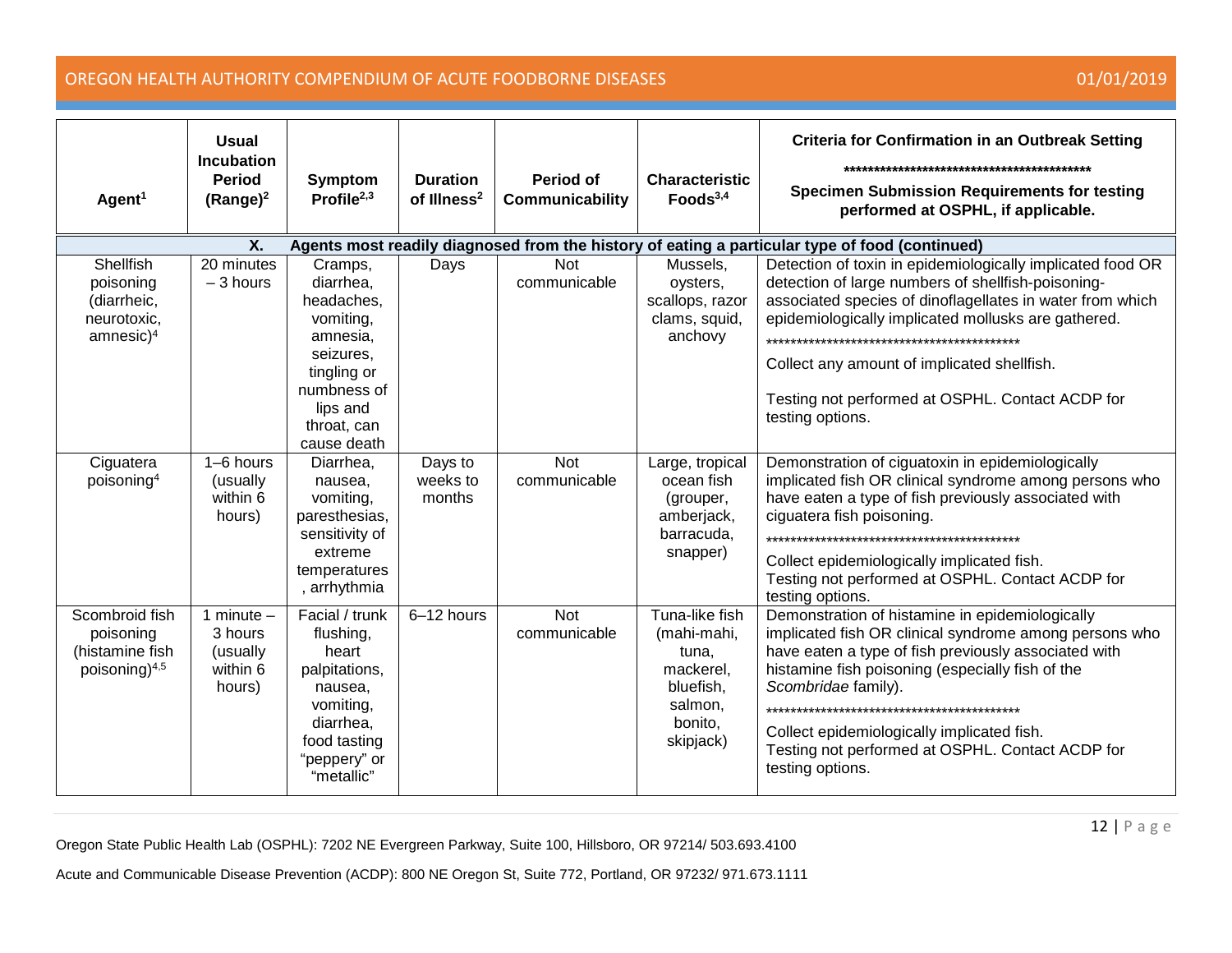| Agent[1] | Usual Incubation Period (Range)[2] | Symptom Profile[2,3] | Duration of Illness[2] | Period of Communicability | Characteristic Foods[3,4] | Criteria for Confirmation in an Outbreak Setting ****************************************** Specimen Submission Requirements for testing performed at OSPHL, if applicable. |
|---|---|---|---|---|---|---|
| **X. Agents most readily diagnosed from the history of eating a particular type of food (continued)** | | | | | | |
| Shellfish poisoning (diarrheic, neurotoxic, amnesic)[4] | 20 minutes – 3 hours | Cramps, diarrhea, headaches, vomiting, amnesia, seizures, tingling or numbness of lips and throat, can cause death | Days | Not communicable | Mussels, oysters, scallops, razor clams, squid, anchovy | Detection of toxin in epidemiologically implicated food OR detection of large numbers of shellfish-poisoning-associated species of dinoflagellates in water from which epidemiologically implicated mollusks are gathered. ****************************************** Collect any amount of implicated shellfish. Testing not performed at OSPHL. Contact ACDP for testing options. |
| Ciguatera poisoning[4] | 1–6 hours (usually within 6 hours) | Diarrhea, nausea, vomiting, paresthesias, sensitivity of extreme temperatures, arrhythmia | Days to weeks to months | Not communicable | Large, tropical ocean fish (grouper, amberjack, barracuda, snapper) | Demonstration of ciguatoxin in epidemiologically implicated fish OR clinical syndrome among persons who have eaten a type of fish previously associated with ciguatera fish poisoning. ****************************************** Collect epidemiologically implicated fish. Testing not performed at OSPHL. Contact ACDP for testing options. |
| Scombroid fish poisoning (histamine fish poisoning)[4,5] | 1 minute – 3 hours (usually within 6 hours) | Facial / trunk flushing, heart palpitations, nausea, vomiting, diarrhea, food tasting "peppery" or "metallic" | 6–12 hours | Not communicable | Tuna-like fish (mahi-mahi, tuna, mackerel, bluefish, salmon, bonito, skipjack) | Demonstration of histamine in epidemiologically implicated fish OR clinical syndrome among persons who have eaten a type of fish previously associated with histamine fish poisoning (especially fish of the *Scombridae* family). ****************************************** Collect epidemiologically implicated fish. Testing not performed at OSPHL. Contact ACDP for testing options. |

Oregon State Public Health Lab (OSPHL): 7202 NE Evergreen Parkway, Suite 100, Hillsboro, OR 97214/ 503.693.4100

Acute and Communicable Disease Prevention (ACDP): 800 NE Oregon St, Suite 772, Portland, OR 97232/ 971.673.1111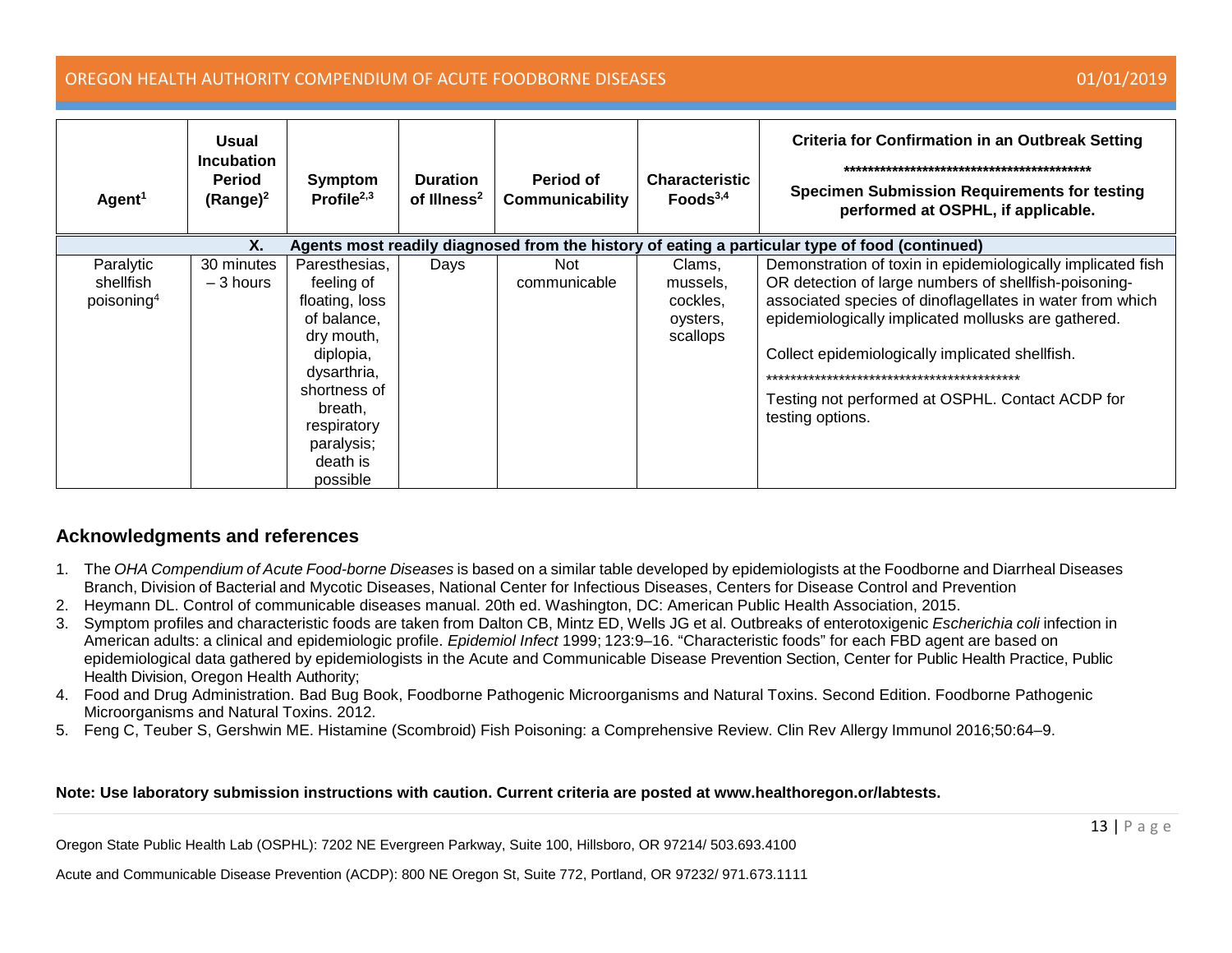| Agent[1] | Usual Incubation Period (Range)[2] | Symptom Profile[2,3] | Duration of Illness[2] | Period of Communicability | Characteristic Foods[3,4] | Criteria for Confirmation in an Outbreak Setting ****************************************** Specimen Submission Requirements for testing performed at OSPHL, if applicable. |
|---|---|---|---|---|---|---|
| **X.** | **Agents most readily diagnosed from the history of eating a particular type of food (continued)** | | | | | |
| Paralytic shellfish poisoning[4] | 30 minutes – 3 hours | Paresthesias, feeling of floating, loss of balance, dry mouth, diplopia, dysarthria, shortness of breath, respiratory paralysis; death is possible | Days | Not communicable | Clams, mussels, cockles, oysters, scallops | Demonstration of toxin in epidemiologically implicated fish OR detection of large numbers of shellfish-poisoning-associated species of dinoflagellates in water from which epidemiologically implicated mollusks are gathered. Collect epidemiologically implicated shellfish. ****************************************** Testing not performed at OSPHL. Contact ACDP for testing options. |

## Acknowledgments and references

1. The *OHA Compendium of Acute Food-borne Diseases* is based on a similar table developed by epidemiologists at the Foodborne and Diarrheal Diseases Branch, Division of Bacterial and Mycotic Diseases, National Center for Infectious Diseases, Centers for Disease Control and Prevention
2. Heymann DL. Control of communicable diseases manual. 20th ed. Washington, DC: American Public Health Association, 2015.
3. Symptom profiles and characteristic foods are taken from Dalton CB, Mintz ED, Wells JG et al. Outbreaks of enterotoxigenic *Escherichia coli* infection in American adults: a clinical and epidemiologic profile. *Epidemiol Infect* 1999; 123:9–16. "Characteristic foods" for each FBD agent are based on epidemiological data gathered by epidemiologists in the Acute and Communicable Disease Prevention Section, Center for Public Health Practice, Public Health Division, Oregon Health Authority;
4. Food and Drug Administration. Bad Bug Book, Foodborne Pathogenic Microorganisms and Natural Toxins. Second Edition. Foodborne Pathogenic Microorganisms and Natural Toxins. 2012.
5. Feng C, Teuber S, Gershwin ME. Histamine (Scombroid) Fish Poisoning: a Comprehensive Review. Clin Rev Allergy Immunol 2016;50:64–9.

**Note: Use laboratory submission instructions with caution. Current criteria are posted at www.healthoregon.org/labtests.**

Oregon State Public Health Lab (OSPHL): 7202 NE Evergreen Parkway, Suite 100, Hillsboro, OR 97214/ 503.693.4100

Acute and Communicable Disease Prevention (ACDP): 800 NE Oregon St, Suite 772, Portland, OR 97232/ 971.673.1111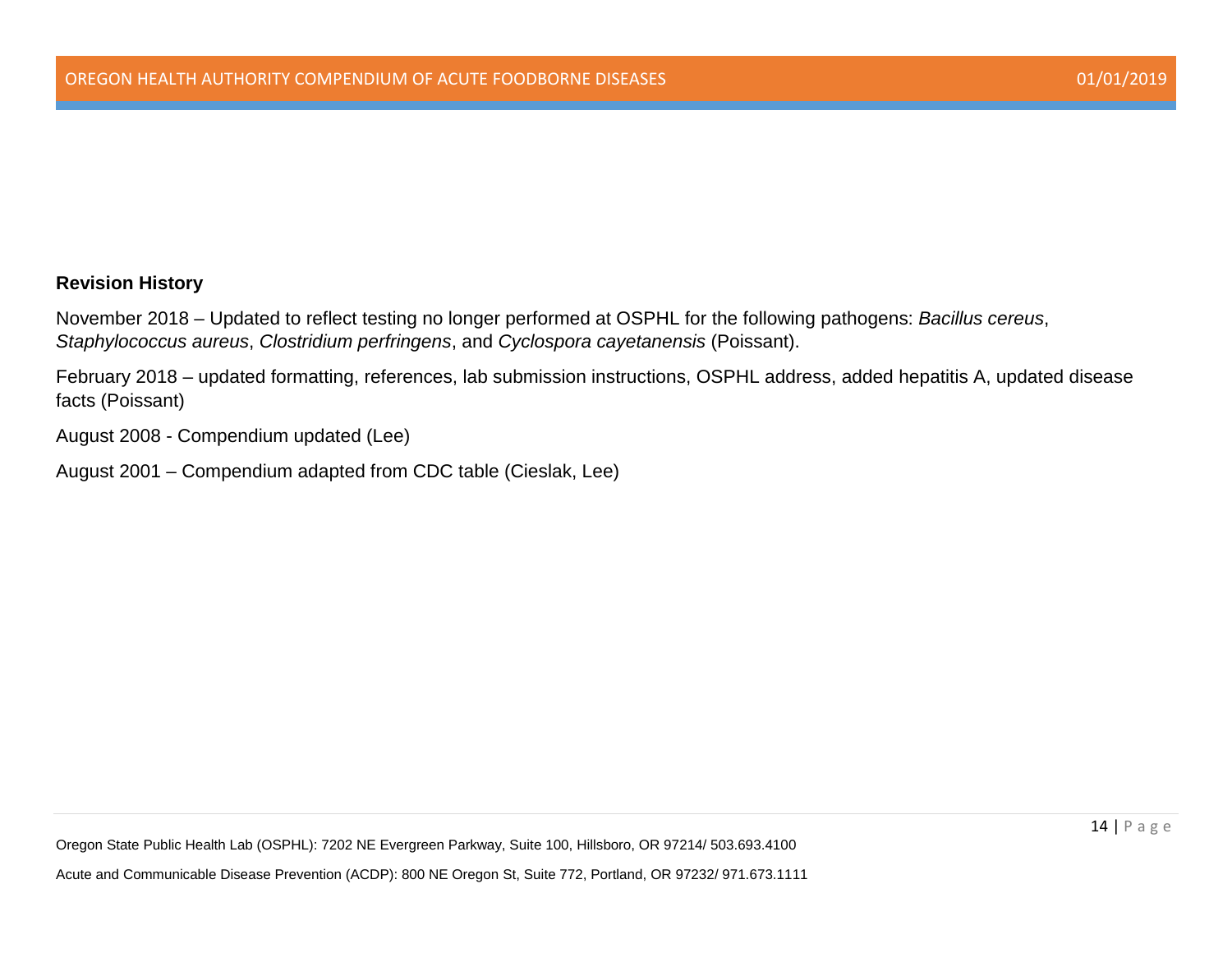**Revision History**

November 2018 – Updated to reflect testing no longer performed at OSPHL for the following pathogens: *Bacillus cereus*, *Staphylococcus aureus*, *Clostridium perfringens*, and *Cyclospora cayetanensis* (Poissant).

February 2018 – updated formatting, references, lab submission instructions, OSPHL address, added hepatitis A, updated disease facts (Poissant)

August 2008 - Compendium updated (Lee)

August 2001 – Compendium adapted from CDC table (Cieslak, Lee)